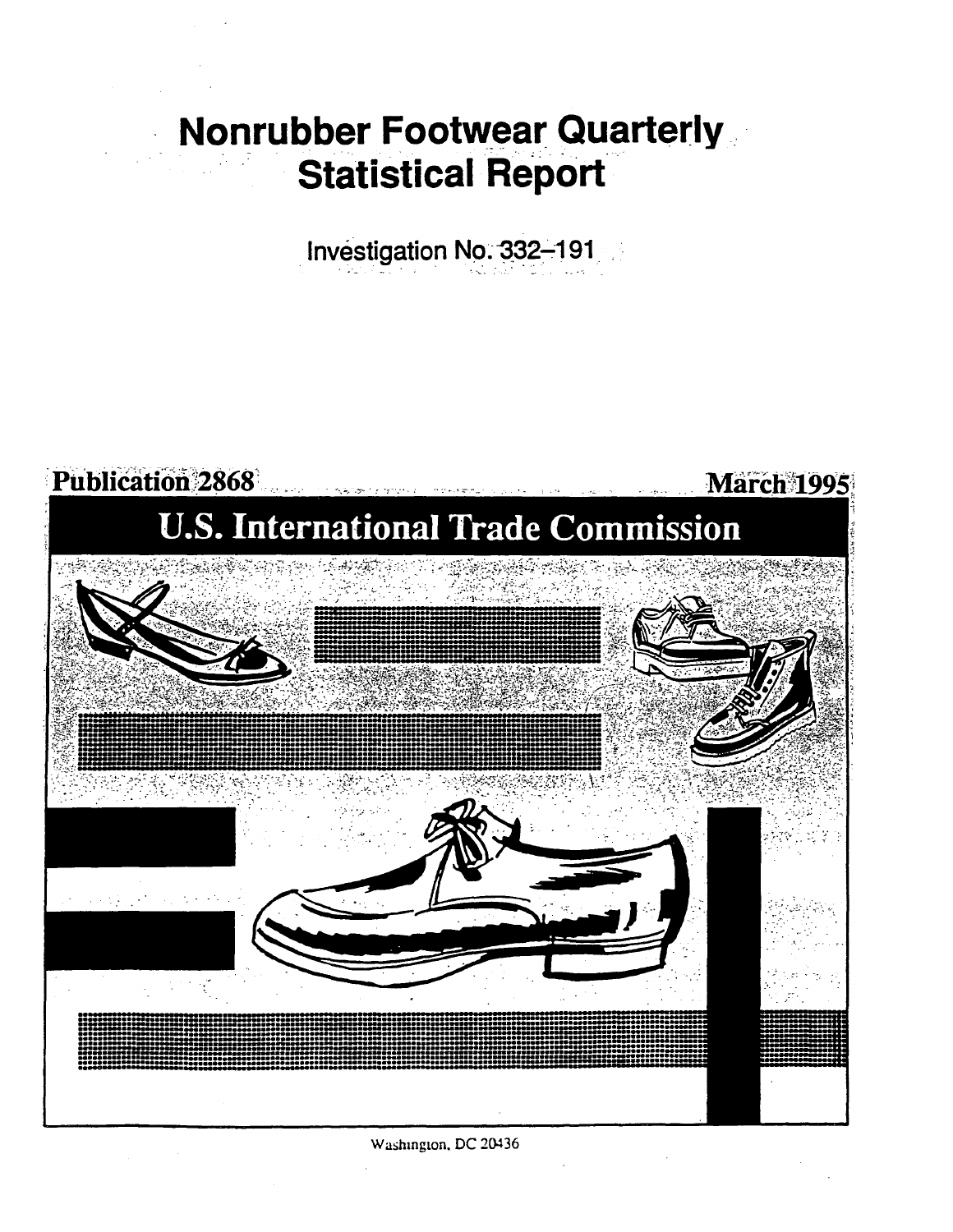# Nonrubber Footwear Quarterly Statistical Report

Investigation No. 332-191

Publication 2868

March 1995

## U.S. International Trade Commission

Washington, DC 20436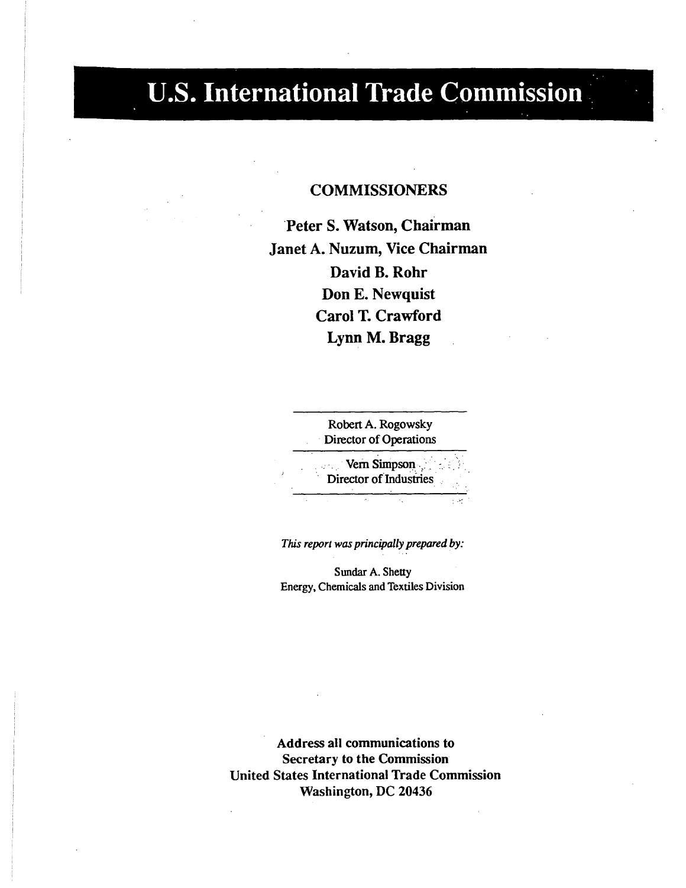# U.S. International Trade Commission

**COMMISSIONERS**

**Peter S. Watson, Chairman**
**Janet A. Nuzum, Vice Chairman**
**David B. Rohr**
**Don E. Newquist**
**Carol T. Crawford**
**Lynn M. Bragg**

---

Robert A. Rogowsky
Director of Operations

---

Vern Simpson
Director of Industries

---

*This report was principally prepared by:*

Sundar A. Shetty
Energy, Chemicals and Textiles Division

**Address all communications to**
**Secretary to the Commission**
**United States International Trade Commission**
**Washington, DC 20436**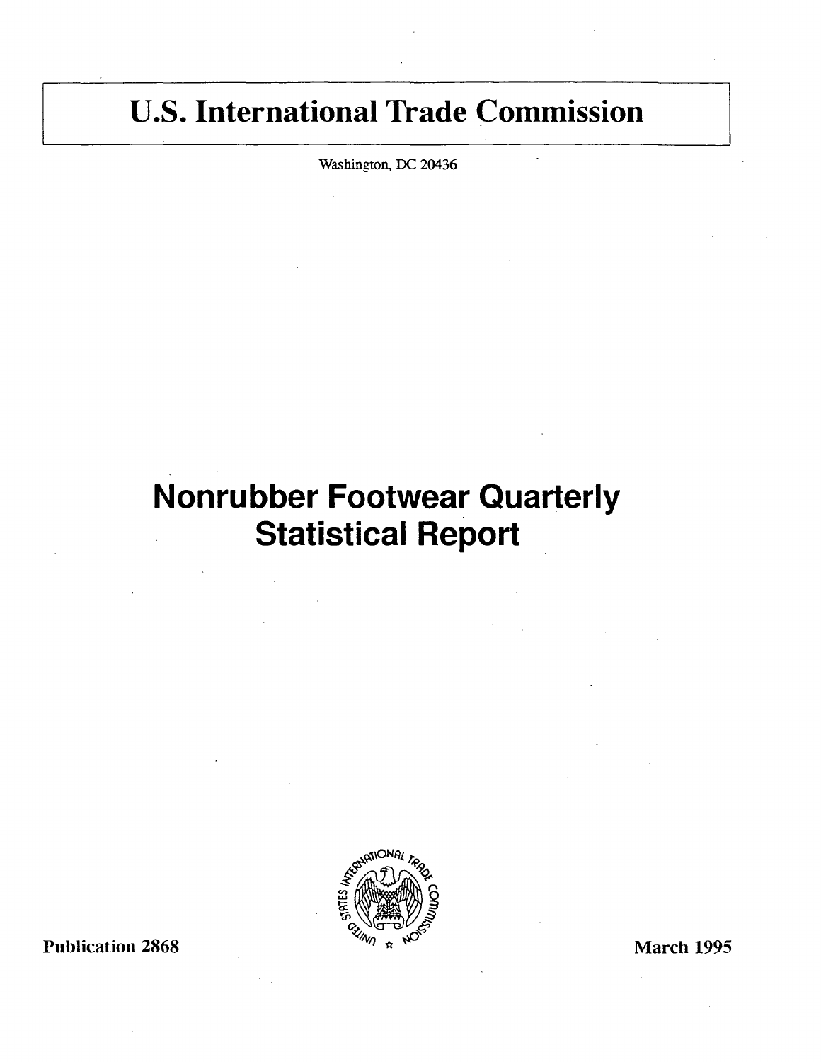# U.S. International Trade Commission

Washington, DC 20436

# Nonrubber Footwear Quarterly Statistical Report

Publication 2868

March 1995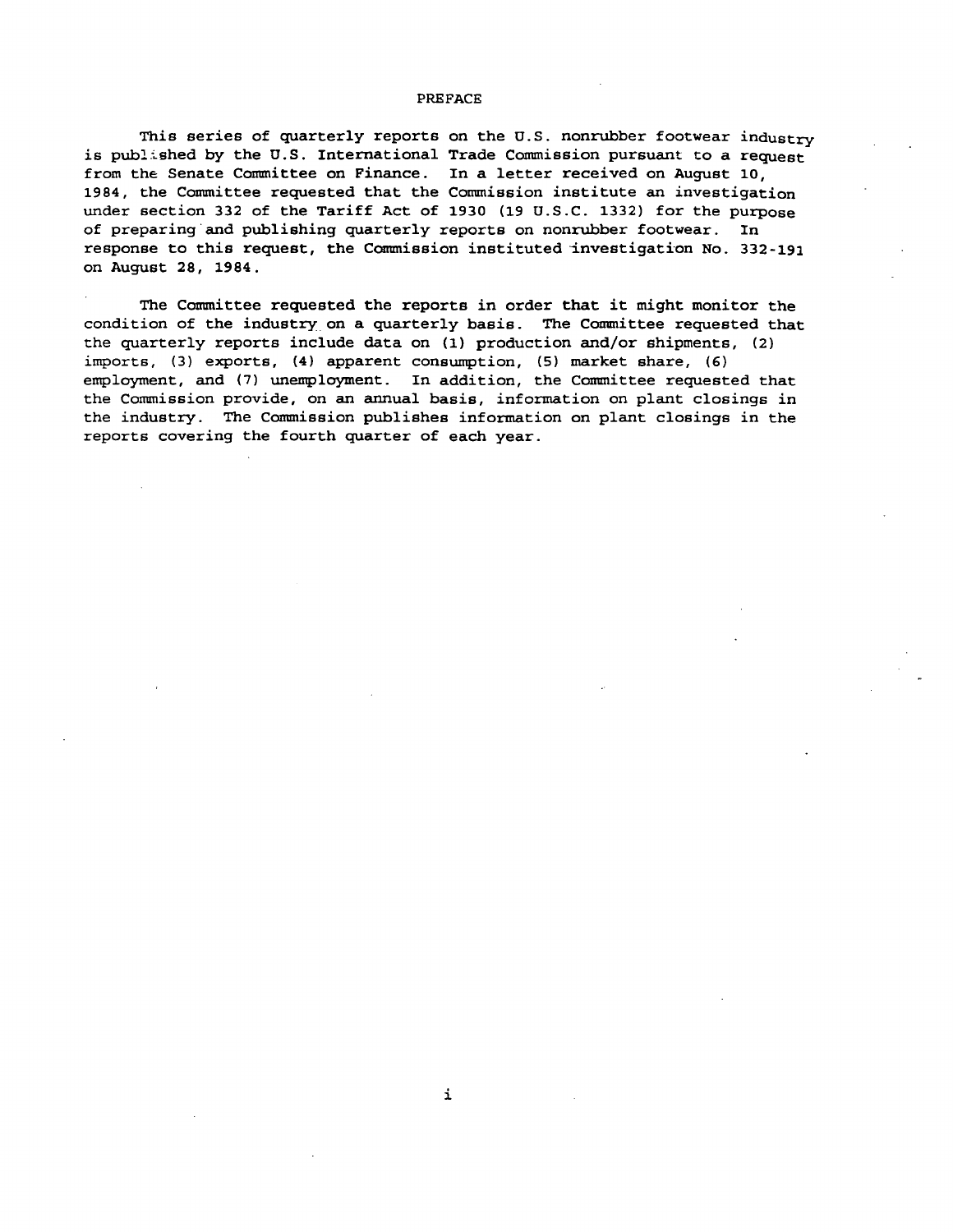# PREFACE

This series of quarterly reports on the U.S. nonrubber footwear industry is published by the U.S. International Trade Commission pursuant to a request from the Senate Committee on Finance. In a letter received on August 10, 1984, the Committee requested that the Commission institute an investigation under section 332 of the Tariff Act of 1930 (19 U.S.C. 1332) for the purpose of preparing and publishing quarterly reports on nonrubber footwear. In response to this request, the Commission instituted investigation No. 332-191 on August 28, 1984.

The Committee requested the reports in order that it might monitor the condition of the industry on a quarterly basis. The Committee requested that the quarterly reports include data on (1) production and/or shipments, (2) imports, (3) exports, (4) apparent consumption, (5) market share, (6) employment, and (7) unemployment. In addition, the Committee requested that the Commission provide, on an annual basis, information on plant closings in the industry. The Commission publishes information on plant closings in the reports covering the fourth quarter of each year.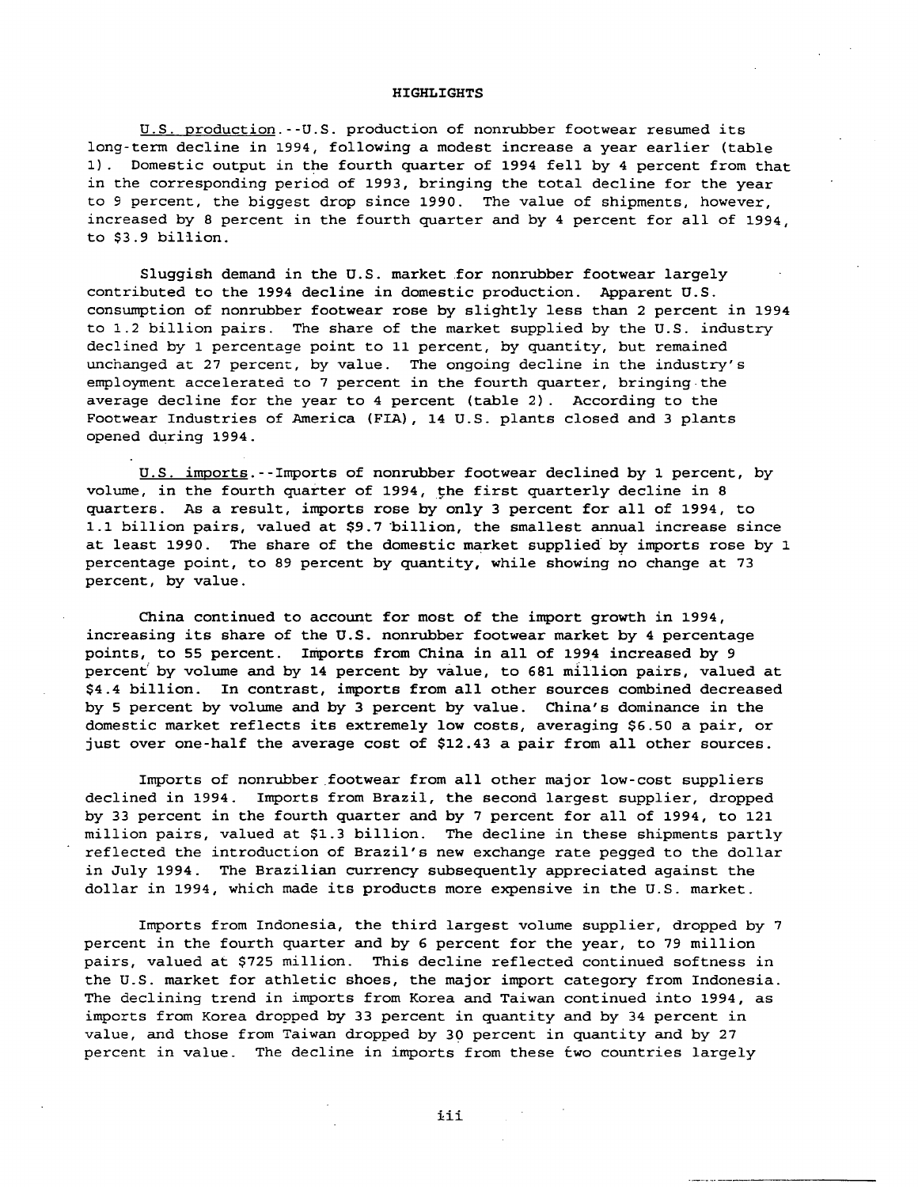# HIGHLIGHTS

<u>U.S. production</u>.--U.S. production of nonrubber footwear resumed its long-term decline in 1994, following a modest increase a year earlier (table 1). Domestic output in the fourth quarter of 1994 fell by 4 percent from that in the corresponding period of 1993, bringing the total decline for the year to 9 percent, the biggest drop since 1990. The value of shipments, however, increased by 8 percent in the fourth quarter and by 4 percent for all of 1994, to $3.9 billion.

Sluggish demand in the U.S. market for nonrubber footwear largely contributed to the 1994 decline in domestic production. Apparent U.S. consumption of nonrubber footwear rose by slightly less than 2 percent in 1994 to 1.2 billion pairs. The share of the market supplied by the U.S. industry declined by 1 percentage point to 11 percent, by quantity, but remained unchanged at 27 percent, by value. The ongoing decline in the industry's employment accelerated to 7 percent in the fourth quarter, bringing the average decline for the year to 4 percent (table 2). According to the Footwear Industries of America (FIA), 14 U.S. plants closed and 3 plants opened during 1994.

<u>U.S. imports</u>.--Imports of nonrubber footwear declined by 1 percent, by volume, in the fourth quarter of 1994, the first quarterly decline in 8 quarters. As a result, imports rose by only 3 percent for all of 1994, to 1.1 billion pairs, valued at $9.7 billion, the smallest annual increase since at least 1990. The share of the domestic market supplied by imports rose by 1 percentage point, to 89 percent by quantity, while showing no change at 73 percent, by value.

China continued to account for most of the import growth in 1994, increasing its share of the U.S. nonrubber footwear market by 4 percentage points, to 55 percent. Imports from China in all of 1994 increased by 9 percent by volume and by 14 percent by value, to 681 million pairs, valued at $4.4 billion. In contrast, imports from all other sources combined decreased by 5 percent by volume and by 3 percent by value. China's dominance in the domestic market reflects its extremely low costs, averaging $6.50 a pair, or just over one-half the average cost of $12.43 a pair from all other sources.

Imports of nonrubber footwear from all other major low-cost suppliers declined in 1994. Imports from Brazil, the second largest supplier, dropped by 33 percent in the fourth quarter and by 7 percent for all of 1994, to 121 million pairs, valued at $1.3 billion. The decline in these shipments partly reflected the introduction of Brazil's new exchange rate pegged to the dollar in July 1994. The Brazilian currency subsequently appreciated against the dollar in 1994, which made its products more expensive in the U.S. market.

Imports from Indonesia, the third largest volume supplier, dropped by 7 percent in the fourth quarter and by 6 percent for the year, to 79 million pairs, valued at $725 million. This decline reflected continued softness in the U.S. market for athletic shoes, the major import category from Indonesia. The declining trend in imports from Korea and Taiwan continued into 1994, as imports from Korea dropped by 33 percent in quantity and by 34 percent in value, and those from Taiwan dropped by 30 percent in quantity and by 27 percent in value. The decline in imports from these two countries largely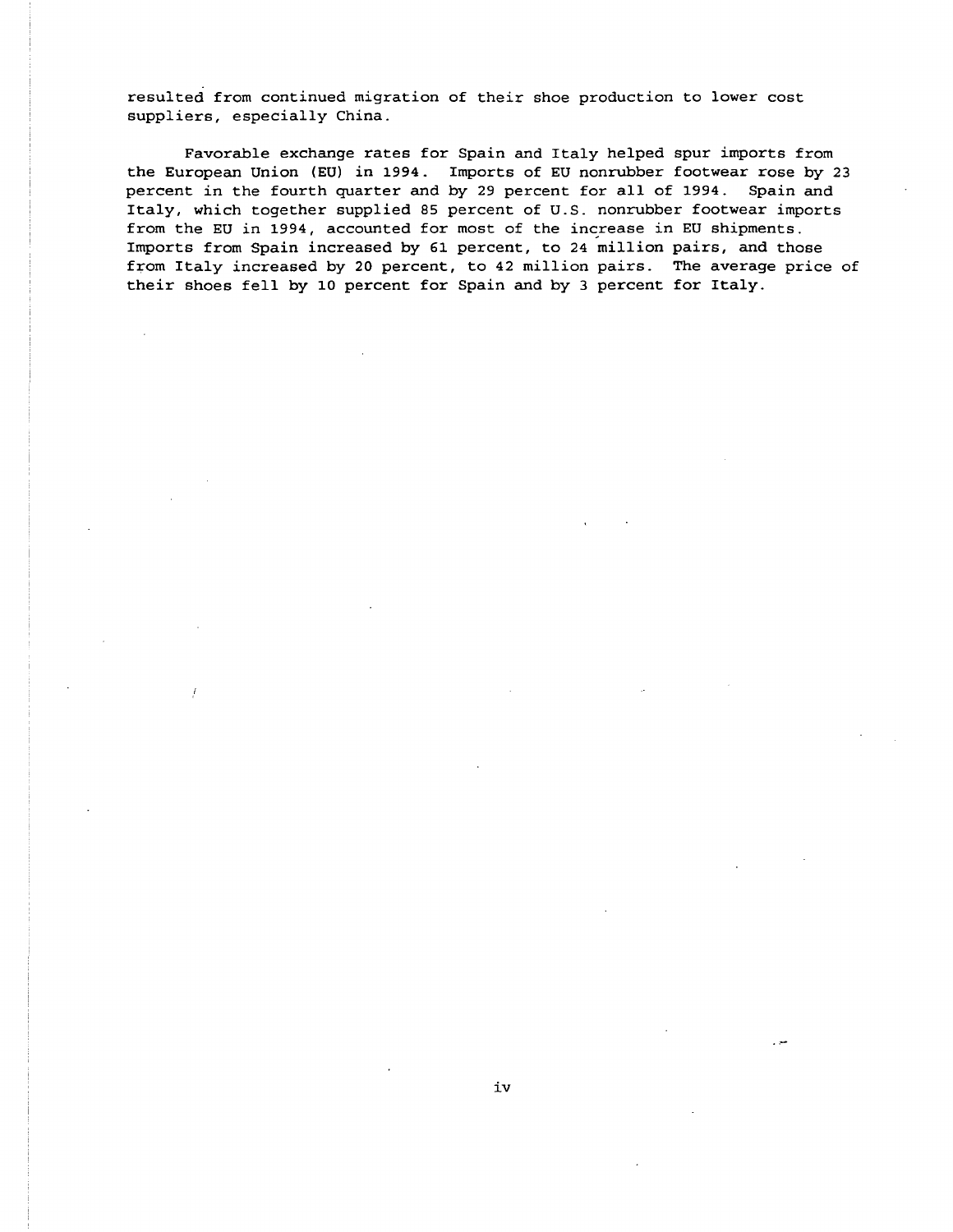resulted from continued migration of their shoe production to lower cost suppliers, especially China.

Favorable exchange rates for Spain and Italy helped spur imports from the European Union (EU) in 1994. Imports of EU nonrubber footwear rose by 23 percent in the fourth quarter and by 29 percent for all of 1994. Spain and Italy, which together supplied 85 percent of U.S. nonrubber footwear imports from the EU in 1994, accounted for most of the increase in EU shipments. Imports from Spain increased by 61 percent, to 24 million pairs, and those from Italy increased by 20 percent, to 42 million pairs. The average price of their shoes fell by 10 percent for Spain and by 3 percent for Italy.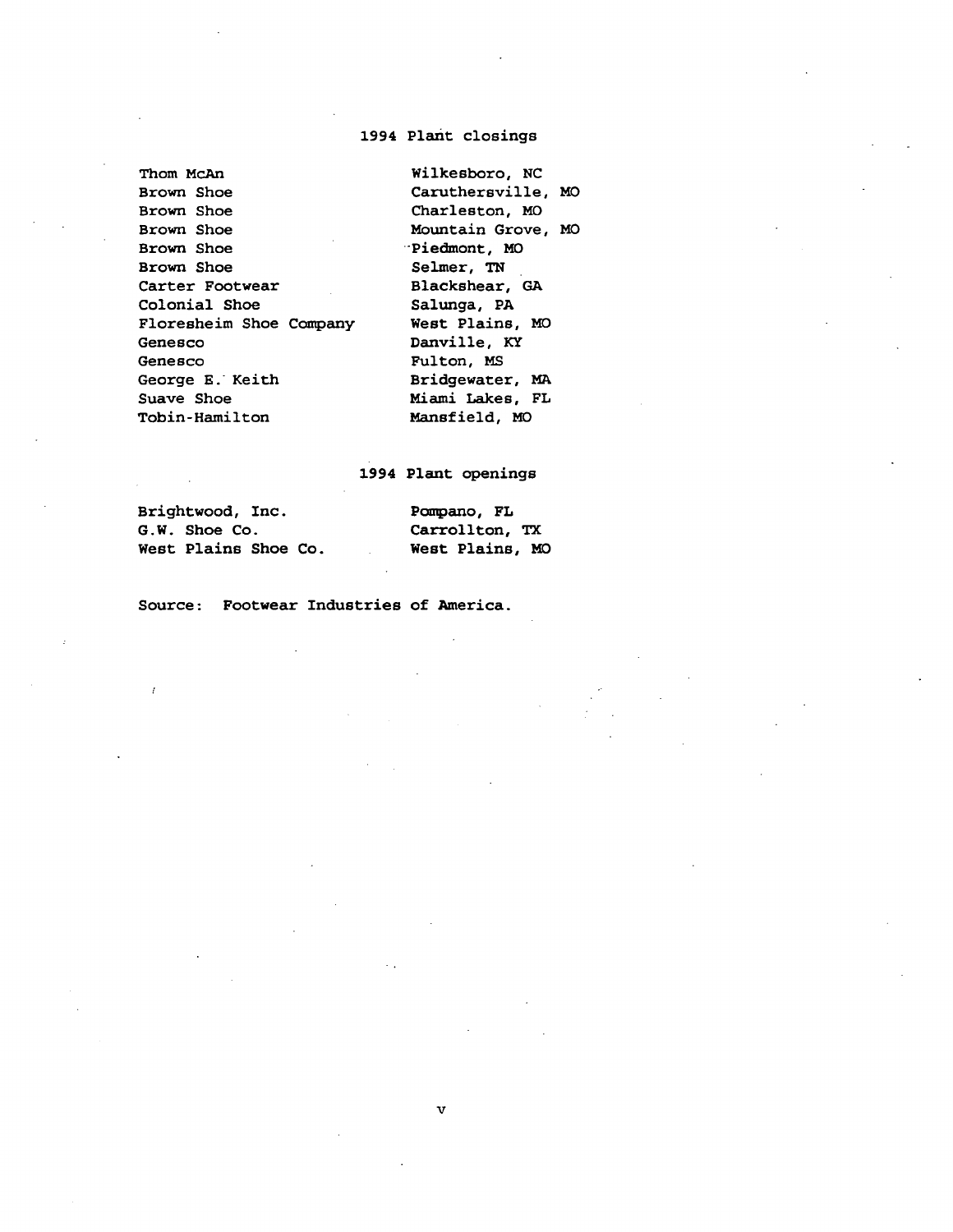## 1994 Plant closings

| | |
|---|---|
| Thom McAn | Wilkesboro, NC |
| Brown Shoe | Caruthersville, MO |
| Brown Shoe | Charleston, MO |
| Brown Shoe | Mountain Grove, MO |
| Brown Shoe | Piedmont, MO |
| Brown Shoe | Selmer, TN |
| Carter Footwear | Blackshear, GA |
| Colonial Shoe | Salunga, PA |
| Floresheim Shoe Company | West Plains, MO |
| Genesco | Danville, KY |
| Genesco | Fulton, MS |
| George E. Keith | Bridgewater, MA |
| Suave Shoe | Miami Lakes, FL |
| Tobin-Hamilton | Mansfield, MO |

## 1994 Plant openings

| | |
|---|---|
| Brightwood, Inc. | Pompano, FL |
| G.W. Shoe Co. | Carrollton, TX |
| West Plains Shoe Co. | West Plains, MO |

Source: Footwear Industries of America.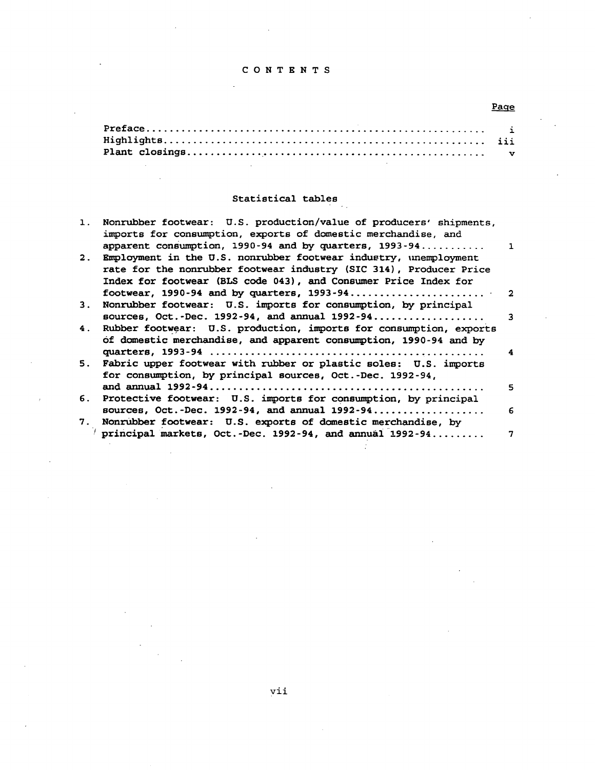# CONTENTS

| | Page |
|---|---|
| Preface | i |
| Highlights | iii |
| Plant closings | v |

## Statistical tables

| | | |
|---|---|---|
| 1. | Nonrubber footwear: U.S. production/value of producers' shipments, imports for consumption, exports of domestic merchandise, and apparent consumption, 1990-94 and by quarters, 1993-94 | 1 |
| 2. | Employment in the U.S. nonrubber footwear industry, unemployment rate for the nonrubber footwear industry (SIC 314), Producer Price Index for footwear (BLS code 043), and Consumer Price Index for footwear, 1990-94 and by quarters, 1993-94 | 2 |
| 3. | Nonrubber footwear: U.S. imports for consumption, by principal sources, Oct.-Dec. 1992-94, and annual 1992-94 | 3 |
| 4. | Rubber footwear: U.S. production, imports for consumption, exports of domestic merchandise, and apparent consumption, 1990-94 and by quarters, 1993-94 | 4 |
| 5. | Fabric upper footwear with rubber or plastic soles: U.S. imports for consumption, by principal sources, Oct.-Dec. 1992-94, and annual 1992-94 | 5 |
| 6. | Protective footwear: U.S. imports for consumption, by principal sources, Oct.-Dec. 1992-94, and annual 1992-94 | 6 |
| 7. | Nonrubber footwear: U.S. exports of domestic merchandise, by principal markets, Oct.-Dec. 1992-94, and annual 1992-94 | 7 |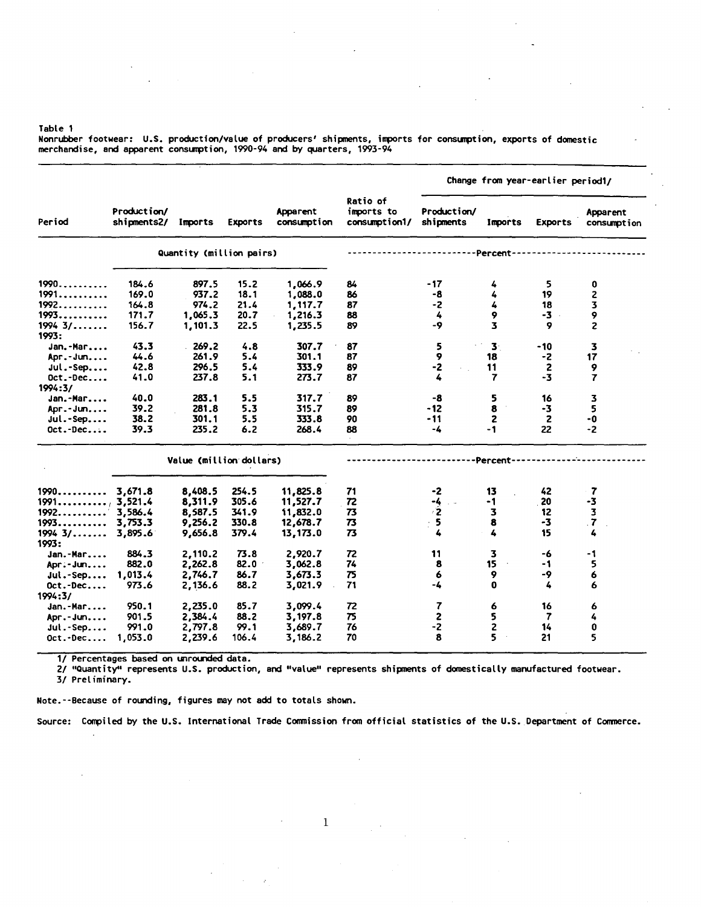Table 1
Nonrubber footwear: U.S. production/value of producers' shipments, imports for consumption, exports of domestic merchandise, and apparent consumption, 1990-94 and by quarters, 1993-94

| Period | Production/ shipments2/ | Imports | Exports | Apparent consumption | Ratio of imports to consumption1/ | Change from year-earlier period1/ Production/ shipments | Imports | Exports | Apparent consumption |
|---|---|---|---|---|---|---|---|---|---|
| | Quantity (million pairs) | | | | -----Percent----- | | | | |
| 1990.......... | 184.6 | 897.5 | 15.2 | 1,066.9 | 84 | -17 | 4 | 5 | 0 |
| 1991.......... | 169.0 | 937.2 | 18.1 | 1,088.0 | 86 | -8 | 4 | 19 | 2 |
| 1992.......... | 164.8 | 974.2 | 21.4 | 1,117.7 | 87 | -2 | 4 | 18 | 3 |
| 1993.......... | 171.7 | 1,065.3 | 20.7 | 1,216.3 | 88 | 4 | 9 | -3 | 9 |
| 1994 3/....... | 156.7 | 1,101.3 | 22.5 | 1,235.5 | 89 | -9 | 3 | 9 | 2 |
| 1993: | | | | | | | | | |
| Jan.-Mar.... | 43.3 | 269.2 | 4.8 | 307.7 | 87 | 5 | 3 | -10 | 3 |
| Apr.-Jun.... | 44.6 | 261.9 | 5.4 | 301.1 | 87 | 9 | 18 | -2 | 17 |
| Jul.-Sep.... | 42.8 | 296.5 | 5.4 | 333.9 | 89 | -2 | 11 | 2 | 9 |
| Oct.-Dec.... | 41.0 | 237.8 | 5.1 | 273.7 | 87 | 4 | 7 | -3 | 7 |
| 1994:3/ | | | | | | | | | |
| Jan.-Mar.... | 40.0 | 283.1 | 5.5 | 317.7 | 89 | -8 | 5 | 16 | 3 |
| Apr.-Jun.... | 39.2 | 281.8 | 5.3 | 315.7 | 89 | -12 | 8 | -3 | 5 |
| Jul.-Sep.... | 38.2 | 301.1 | 5.5 | 333.8 | 90 | -11 | 2 | 2 | -0 |
| Oct.-Dec.... | 39.3 | 235.2 | 6.2 | 268.4 | 88 | -4 | -1 | 22 | -2 |
| | Value (million dollars) | | | | -----Percent----- | | | | |
| 1990.......... | 3,671.8 | 8,408.5 | 254.5 | 11,825.8 | 71 | -2 | 13 | 42 | 7 |
| 1991.......... | 3,521.4 | 8,311.9 | 305.6 | 11,527.7 | 72 | -4 | -1 | 20 | -3 |
| 1992.......... | 3,586.4 | 8,587.5 | 341.9 | 11,832.0 | 73 | 2 | 3 | 12 | 3 |
| 1993.......... | 3,753.3 | 9,256.2 | 330.8 | 12,678.7 | 73 | 5 | 8 | -3 | 7 |
| 1994 3/....... | 3,895.6 | 9,656.8 | 379.4 | 13,173.0 | 73 | 4 | 4 | 15 | 4 |
| 1993: | | | | | | | | | |
| Jan.-Mar.... | 884.3 | 2,110.2 | 73.8 | 2,920.7 | 72 | 11 | 3 | -6 | -1 |
| Apr.-Jun.... | 882.0 | 2,262.8 | 82.0 | 3,062.8 | 74 | 8 | 15 | -1 | 5 |
| Jul.-Sep.... | 1,013.4 | 2,746.7 | 86.7 | 3,673.3 | 75 | 6 | 9 | -9 | 6 |
| Oct.-Dec.... | 973.6 | 2,136.6 | 88.2 | 3,021.9 | 71 | -4 | 0 | 4 | 6 |
| 1994:3/ | | | | | | | | | |
| Jan.-Mar.... | 950.1 | 2,235.0 | 85.7 | 3,099.4 | 72 | 7 | 6 | 16 | 6 |
| Apr.-Jun.... | 901.5 | 2,384.4 | 88.2 | 3,197.8 | 75 | 2 | 5 | 7 | 4 |
| Jul.-Sep.... | 991.0 | 2,797.8 | 99.1 | 3,689.7 | 76 | -2 | 2 | 14 | 0 |
| Oct.-Dec.... | 1,053.0 | 2,239.6 | 106.4 | 3,186.2 | 70 | 8 | 5 | 21 | 5 |

1/ Percentages based on unrounded data.
2/ "Quantity" represents U.S. production, and "value" represents shipments of domestically manufactured footwear.
3/ Preliminary.

Note.--Because of rounding, figures may not add to totals shown.

Source: Compiled by the U.S. International Trade Commission from official statistics of the U.S. Department of Commerce.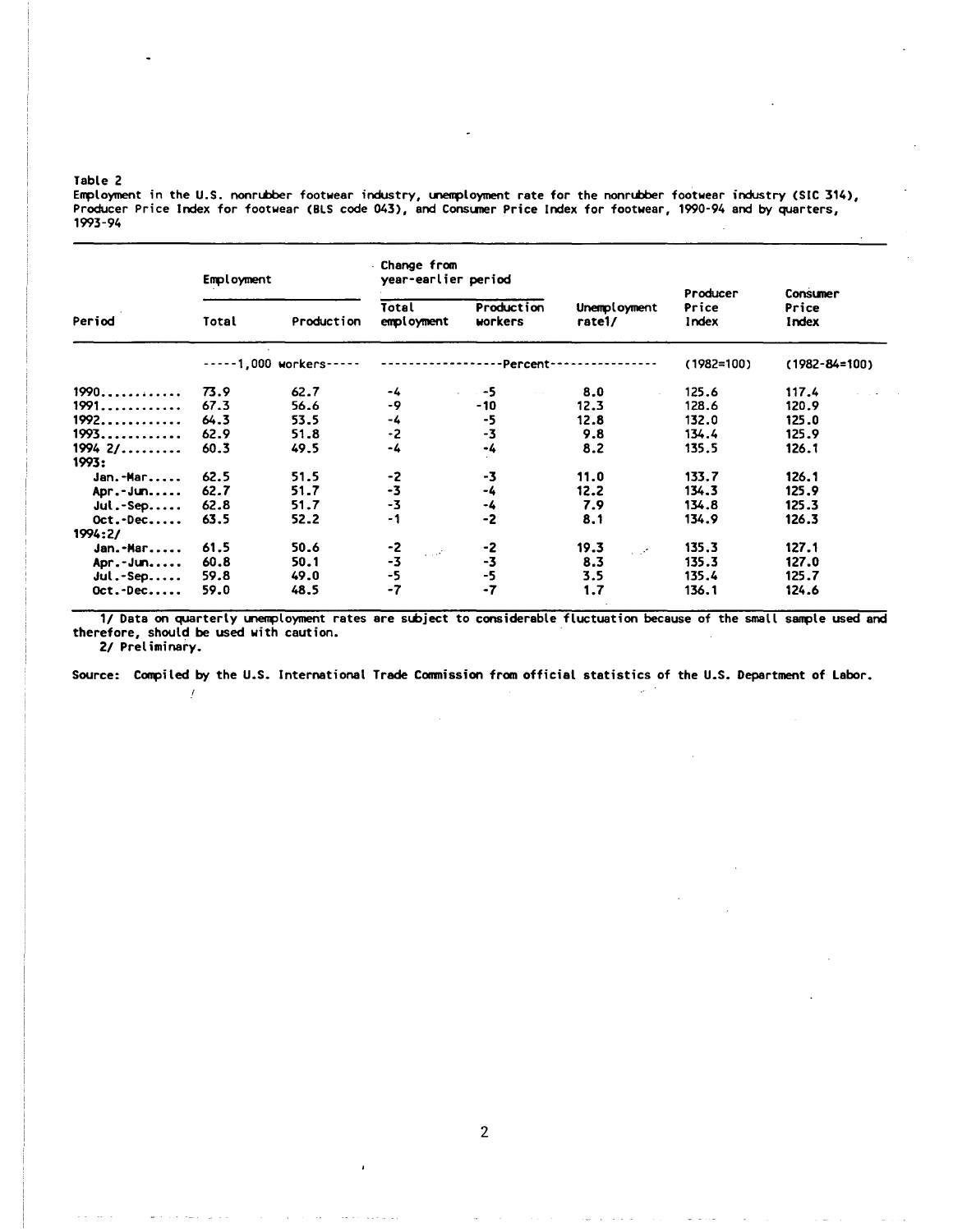Table 2
Employment in the U.S. nonrubber footwear industry, unemployment rate for the nonrubber footwear industry (SIC 314), Producer Price Index for footwear (BLS code 043), and Consumer Price Index for footwear, 1990-94 and by quarters, 1993-94

| Period | Employment | | Change from year-earlier period | | Unemployment rate1/ | Producer Price Index | Consumer Price Index |
|---|---|---|---|---|---|---|---|
| | Total | Production | Total employment | Production workers | | | |
| | -----1,000 workers----- | | -----------------Percent | --------------- | | (1982=100) | (1982-84=100) |
| 1990............ | 73.9 | 62.7 | -4 | -5 | 8.0 | 125.6 | 117.4 |
| 1991............ | 67.3 | 56.6 | -9 | -10 | 12.3 | 128.6 | 120.9 |
| 1992............ | 64.3 | 53.5 | -4 | -5 | 12.8 | 132.0 | 125.0 |
| 1993............ | 62.9 | 51.8 | -2 | -3 | 9.8 | 134.4 | 125.9 |
| 1994 2/......... | 60.3 | 49.5 | -4 | -4 | 8.2 | 135.5 | 126.1 |
| 1993: | | | | | | | |
| Jan.-Mar..... | 62.5 | 51.5 | -2 | -3 | 11.0 | 133.7 | 126.1 |
| Apr.-Jun..... | 62.7 | 51.7 | -3 | -4 | 12.2 | 134.3 | 125.9 |
| Jul.-Sep..... | 62.8 | 51.7 | -3 | -4 | 7.9 | 134.8 | 125.3 |
| Oct.-Dec..... | 63.5 | 52.2 | -1 | -2 | 8.1 | 134.9 | 126.3 |
| 1994:2/ | | | | | | | |
| Jan.-Mar..... | 61.5 | 50.6 | -2 | -2 | 19.3 | 135.3 | 127.1 |
| Apr.-Jun..... | 60.8 | 50.1 | -3 | -3 | 8.3 | 135.3 | 127.0 |
| Jul.-Sep..... | 59.8 | 49.0 | -5 | -5 | 3.5 | 135.4 | 125.7 |
| Oct.-Dec..... | 59.0 | 48.5 | -7 | -7 | 1.7 | 136.1 | 124.6 |

1/ Data on quarterly unemployment rates are subject to considerable fluctuation because of the small sample used and therefore, should be used with caution.
2/ Preliminary.

Source: Compiled by the U.S. International Trade Commission from official statistics of the U.S. Department of Labor.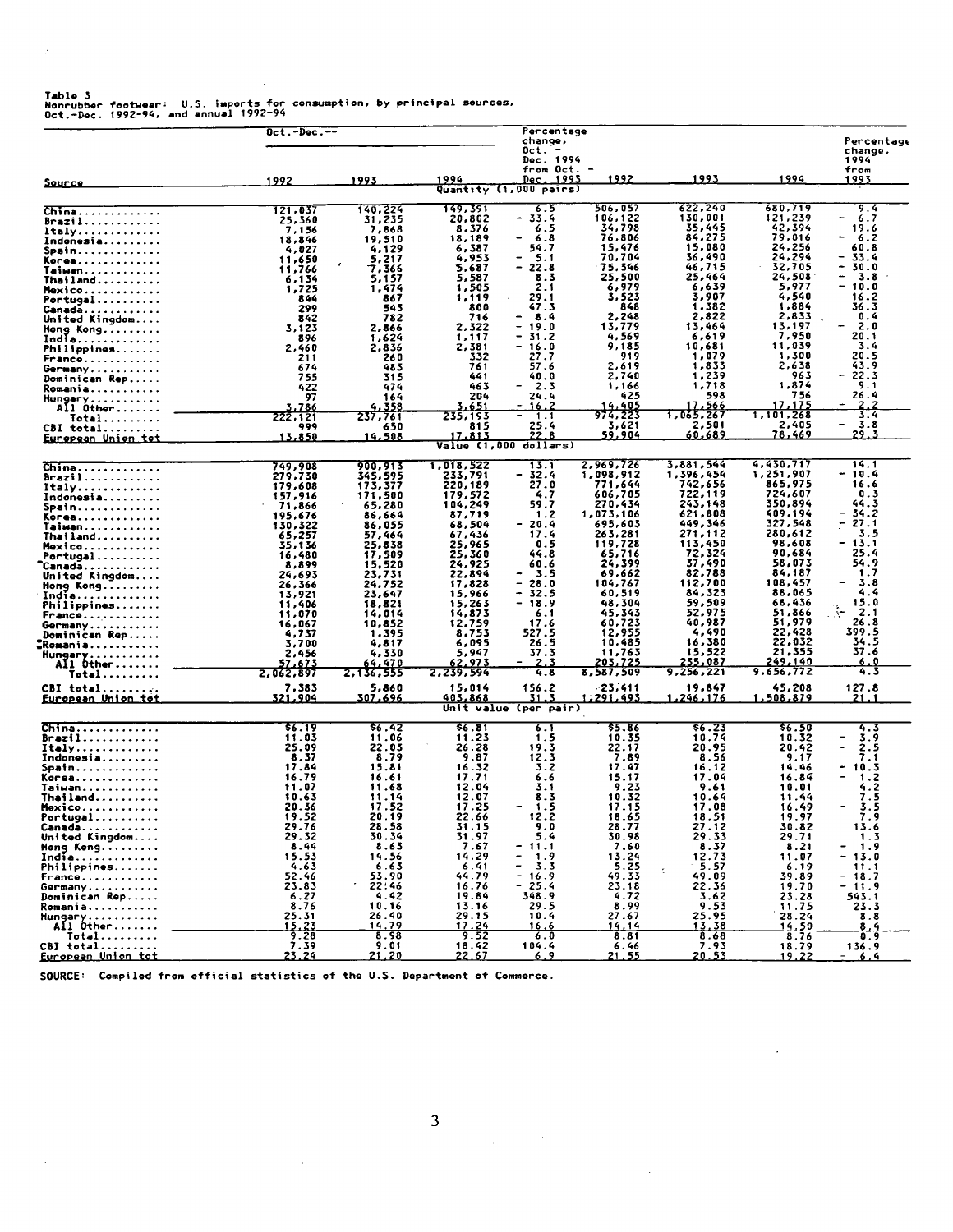Table 3
Nonrubber footwear: U.S. imports for consumption, by principal sources, Oct.-Dec. 1992-94, and annual 1992-94

| Source | Oct.-Dec.-- 1992 | 1993 | 1994 | Percentage change, Oct. - Dec. 1994 from Oct. - Dec. 1993 | 1992 | 1993 | 1994 | Percentage change, 1994 from 1993 |
|---|---|---|---|---|---|---|---|---|
| | Quantity (1,000 pairs) | | | | | | | |
| China | 121,037 | 140,224 | 149,391 | 6.5 | 506,057 | 622,240 | 680,719 | 9.4 |
| Brazil | 25,360 | 31,235 | 20,802 | - 33.4 | 106,122 | 130,001 | 121,239 | - 6.7 |
| Italy | 7,156 | 7,868 | 8,376 | 6.5 | 34,798 | 35,445 | 42,394 | 19.6 |
| Indonesia | 18,846 | 19,510 | 18,189 | - 6.8 | 76,806 | 84,275 | 79,016 | - 6.2 |
| Spain | 4,027 | 4,129 | 6,387 | 54.7 | 15,476 | 15,080 | 24,256 | 60.8 |
| Korea | 11,650 | 5,217 | 4,953 | - 5.1 | 70,704 | 36,490 | 24,294 | - 33.4 |
| Taiwan | 11,766 | 7,366 | 5,687 | - 22.8 | 75,346 | 46,715 | 32,705 | - 30.0 |
| Thailand | 6,134 | 5,157 | 5,587 | 8.3 | 25,500 | 25,464 | 24,508 | - 3.8 |
| Mexico | 1,725 | 1,474 | 1,505 | 2.1 | 6,979 | 6,639 | 5,977 | - 10.0 |
| Portugal | 844 | 867 | 1,119 | 29.1 | 3,523 | 3,907 | 4,540 | 16.2 |
| Canada | 299 | 543 | 800 | 47.3 | 848 | 1,382 | 1,884 | 36.3 |
| United Kingdom | 842 | 782 | 716 | - 8.4 | 2,248 | 2,822 | 2,833 | 0.4 |
| Hong Kong | 3,123 | 2,866 | 2,322 | - 19.0 | 13,779 | 13,464 | 13,197 | - 2.0 |
| India | 896 | 1,624 | 1,117 | - 31.2 | 4,569 | 6,619 | 7,950 | 20.1 |
| Philippines | 2,460 | 2,836 | 2,381 | - 16.0 | 9,185 | 10,681 | 11,039 | 3.4 |
| France | 211 | 260 | 332 | 27.7 | 919 | 1,079 | 1,300 | 20.5 |
| Germany | 674 | 483 | 761 | 57.6 | 2,619 | 1,833 | 2,638 | 43.9 |
| Dominican Rep | 755 | 315 | 441 | 40.0 | 2,740 | 1,239 | 963 | - 22.3 |
| Romania | 422 | 474 | 463 | - 2.3 | 1,166 | 1,718 | 1,874 | 9.1 |
| Hungary | 97 | 164 | 204 | 24.4 | 425 | 598 | 756 | 26.4 |
| All Other | 3,786 | 4,358 | 3,651 | - 16.2 | 14,405 | 17,566 | 17,175 | - 2.2 |
| Total | 222,121 | 237,761 | 235,193 | - 1.1 | 974,223 | 1,065,267 | 1,101,268 | 3.4 |
| CBI total | 999 | 650 | 815 | 25.4 | 3,621 | 2,501 | 2,405 | - 3.8 |
| European Union tot | 13,850 | 14,508 | 17,813 | 22.8 | 59,904 | 60,689 | 78,469 | 29.3 |
| | Value (1,000 dollars) | | | | | | | |
| China | 749,908 | 900,913 | 1,018,522 | 13.1 | 2,969,726 | 3,881,544 | 4,430,717 | 14.1 |
| Brazil | 279,730 | 345,595 | 233,791 | - 32.4 | 1,098,912 | 1,396,454 | 1,251,907 | - 10.4 |
| Italy | 179,608 | 173,377 | 220,189 | 27.0 | 771,644 | 742,656 | 865,975 | 16.6 |
| Indonesia | 157,916 | 171,500 | 179,572 | 4.7 | 606,705 | 722,119 | 724,607 | 0.3 |
| Spain | 71,866 | 65,280 | 104,249 | 59.7 | 270,434 | 243,148 | 350,894 | 44.3 |
| Korea | 195,676 | 86,664 | 87,719 | 1.2 | 1,073,106 | 621,808 | 409,194 | - 34.2 |
| Taiwan | 130,322 | 86,055 | 68,504 | - 20.4 | 695,603 | 449,346 | 327,548 | - 27.1 |
| Thailand | 65,257 | 57,464 | 67,436 | 17.4 | 263,281 | 271,112 | 280,612 | 3.5 |
| Mexico | 35,136 | 25,838 | 25,965 | 0.5 | 119,728 | 113,450 | 98,608 | - 13.1 |
| Portugal | 16,480 | 17,509 | 25,360 | 44.8 | 65,716 | 72,324 | 90,684 | 25.4 |
| Canada | 8,899 | 15,520 | 24,925 | 60.6 | 24,399 | 37,490 | 58,073 | 54.9 |
| United Kingdom | 24,693 | 23,731 | 22,894 | - 3.5 | 69,662 | 82,788 | 84,187 | 1.7 |
| Hong Kong | 26,366 | 24,752 | 17,828 | - 28.0 | 104,767 | 112,700 | 108,457 | - 3.8 |
| India | 13,921 | 23,647 | 15,966 | - 32.5 | 60,519 | 84,323 | 88,065 | 4.4 |
| Philippines | 11,406 | 18,821 | 15,263 | - 18.9 | 48,304 | 59,509 | 68,436 | 15.0 |
| France | 11,070 | 14,014 | 14,873 | 6.1 | 45,343 | 52,975 | 51,866 | - 2.1 |
| Germany | 16,067 | 10,852 | 12,759 | 17.6 | 60,723 | 40,987 | 51,979 | 26.8 |
| Dominican Rep | 4,737 | 1,395 | 8,753 | 527.5 | 12,955 | 4,490 | 22,428 | 399.5 |
| Romania | 3,700 | 4,817 | 6,095 | 26.5 | 10,485 | 16,380 | 22,032 | 34.5 |
| Hungary | 2,456 | 4,330 | 5,947 | 37.3 | 11,763 | 15,522 | 21,355 | 37.6 |
| All Other | 57,673 | 64,470 | 62,973 | - 2.3 | 203,725 | 235,087 | 249,140 | 6.0 |
| Total | 2,062,897 | 2,136,555 | 2,239,594 | 4.8 | 8,587,509 | 9,256,221 | 9,656,772 | 4.3 |
| CBI total | 7,383 | 5,860 | 15,014 | 156.2 | 23,411 | 19,847 | 45,208 | 127.8 |
| European Union tot | 321,904 | 307,696 | 403,868 | 31.3 | 1,291,493 | 1,246,176 | 1,508,879 | 21.1 |
| | Unit value (per pair) | | | | | | | |
| China | $6.19 | $6.42 | $6.81 | 6.1 | $5.86 | $6.23 | $6.50 | 4.3 |
| Brazil | 11.03 | 11.06 | 11.23 | 1.5 | 10.35 | 10.74 | 10.32 | - 3.9 |
| Italy | 25.09 | 22.03 | 26.28 | 19.3 | 22.17 | 20.95 | 20.42 | - 2.5 |
| Indonesia | 8.37 | 8.79 | 9.87 | 12.3 | 7.89 | 8.56 | 9.17 | 7.1 |
| Spain | 17.84 | 15.81 | 16.32 | 3.2 | 17.47 | 16.12 | 14.46 | - 10.3 |
| Korea | 16.79 | 16.61 | 17.71 | 6.6 | 15.17 | 17.04 | 16.84 | - 1.2 |
| Taiwan | 11.07 | 11.68 | 12.04 | 3.1 | 9.23 | 9.61 | 10.01 | 4.2 |
| Thailand | 10.63 | 11.14 | 12.07 | 8.3 | 10.32 | 10.64 | 11.44 | 7.5 |
| Mexico | 20.36 | 17.52 | 17.25 | - 1.5 | 17.15 | 17.08 | 16.49 | - 3.5 |
| Portugal | 19.52 | 20.19 | 22.66 | 12.2 | 18.65 | 18.51 | 19.97 | 7.9 |
| Canada | 29.76 | 28.58 | 31.15 | 9.0 | 28.77 | 27.12 | 30.82 | 13.6 |
| United Kingdom | 29.32 | 30.34 | 31.97 | 5.4 | 30.98 | 29.33 | 29.71 | 1.3 |
| Hong Kong | 8.44 | 8.63 | 7.67 | - 11.1 | 7.60 | 8.37 | 8.21 | - 1.9 |
| India | 15.53 | 14.56 | 14.29 | - 1.9 | 13.24 | 12.73 | 11.07 | - 13.0 |
| Philippines | 4.63 | 6.63 | 6.41 | - 3.3 | 5.25 | 5.57 | 6.19 | 11.1 |
| France | 52.46 | 53.90 | 44.79 | - 16.9 | 49.33 | 49.09 | 39.89 | - 18.7 |
| Germany | 23.83 | 22.46 | 16.76 | - 25.4 | 23.18 | 22.36 | 19.70 | - 11.9 |
| Dominican Rep | 6.27 | 4.42 | 19.84 | 348.9 | 4.72 | 3.62 | 23.28 | 543.1 |
| Romania | 8.76 | 10.16 | 13.16 | 29.5 | 8.99 | 9.53 | 11.75 | 23.3 |
| Hungary | 25.31 | 26.40 | 29.15 | 10.4 | 27.67 | 25.95 | 28.24 | 8.8 |
| All Other | 15.23 | 14.79 | 17.24 | 16.6 | 14.14 | 13.38 | 14.50 | 8.4 |
| Total | 9.28 | 8.98 | 9.52 | 6.0 | 8.81 | 8.68 | 8.76 | 0.9 |
| CBI total | 7.39 | 9.01 | 18.42 | 104.4 | 6.46 | 7.93 | 18.79 | 136.9 |
| European Union tot | 23.24 | 21.20 | 22.67 | 6.9 | 21.55 | 20.53 | 19.22 | - 6.4 |

SOURCE: Compiled from official statistics of the U.S. Department of Commerce.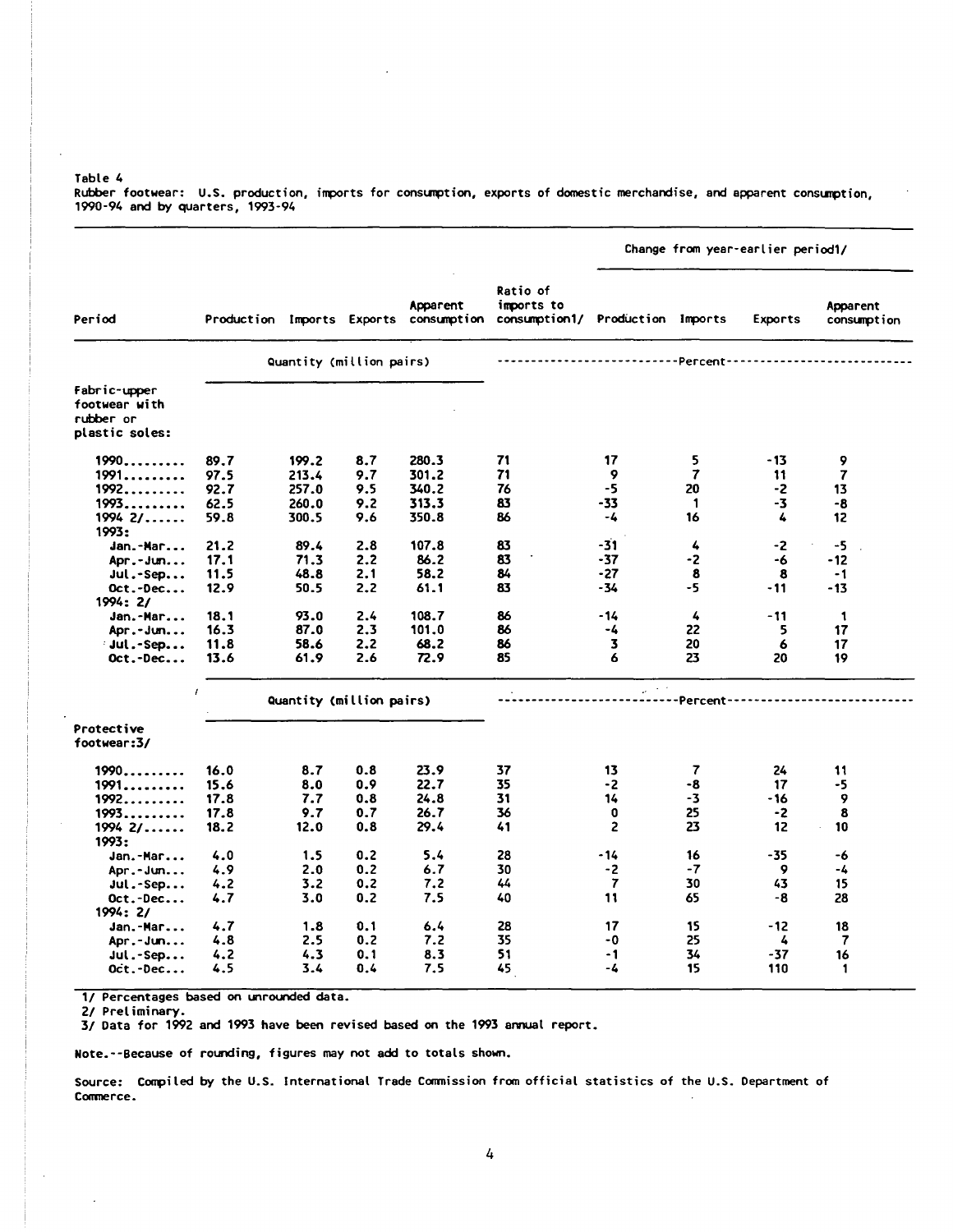Table 4
Rubber footwear: U.S. production, imports for consumption, exports of domestic merchandise, and apparent consumption, 1990-94 and by quarters, 1993-94

| Period | Production | Imports | Exports | Apparent consumption | Ratio of imports to consumption1/ | Change from year-earlier period1/ Production | Imports | Exports | Apparent consumption |
|---|---|---|---|---|---|---|---|---|---|
| | Quantity (million pairs) | | | | --------Percent-------- | | | | |
| **Fabric-upper footwear with rubber or plastic soles:** | | | | | | | | | |
| 1990......... | 89.7 | 199.2 | 8.7 | 280.3 | 71 | 17 | 5 | -13 | 9 |
| 1991......... | 97.5 | 213.4 | 9.7 | 301.2 | 71 | 9 | 7 | 11 | 7 |
| 1992......... | 92.7 | 257.0 | 9.5 | 340.2 | 76 | -5 | 20 | -2 | 13 |
| 1993......... | 62.5 | 260.0 | 9.2 | 313.3 | 83 | -33 | 1 | -3 | -8 |
| 1994 2/...... | 59.8 | 300.5 | 9.6 | 350.8 | 86 | -4 | 16 | 4 | 12 |
| 1993: | | | | | | | | | |
| Jan.-Mar... | 21.2 | 89.4 | 2.8 | 107.8 | 83 | -31 | 4 | -2 | -5 |
| Apr.-Jun... | 17.1 | 71.3 | 2.2 | 86.2 | 83 | -37 | -2 | -6 | -12 |
| Jul.-Sep... | 11.5 | 48.8 | 2.1 | 58.2 | 84 | -27 | 8 | 8 | -1 |
| Oct.-Dec... | 12.9 | 50.5 | 2.2 | 61.1 | 83 | -34 | -5 | -11 | -13 |
| 1994: 2/ | | | | | | | | | |
| Jan.-Mar... | 18.1 | 93.0 | 2.4 | 108.7 | 86 | -14 | 4 | -11 | 1 |
| Apr.-Jun... | 16.3 | 87.0 | 2.3 | 101.0 | 86 | -4 | 22 | 5 | 17 |
| Jul.-Sep... | 11.8 | 58.6 | 2.2 | 68.2 | 86 | 3 | 20 | 6 | 17 |
| Oct.-Dec... | 13.6 | 61.9 | 2.6 | 72.9 | 85 | 6 | 23 | 20 | 19 |
| | Quantity (million pairs) | | | | --------Percent-------- | | | | |
| **Protective footwear:3/** | | | | | | | | | |
| 1990......... | 16.0 | 8.7 | 0.8 | 23.9 | 37 | 13 | 7 | 24 | 11 |
| 1991......... | 15.6 | 8.0 | 0.9 | 22.7 | 35 | -2 | -8 | 17 | -5 |
| 1992......... | 17.8 | 7.7 | 0.8 | 24.8 | 31 | 14 | -3 | -16 | 9 |
| 1993......... | 17.8 | 9.7 | 0.7 | 26.7 | 36 | 0 | 25 | -2 | 8 |
| 1994 2/...... | 18.2 | 12.0 | 0.8 | 29.4 | 41 | 2 | 23 | 12 | 10 |
| 1993: | | | | | | | | | |
| Jan.-Mar... | 4.0 | 1.5 | 0.2 | 5.4 | 28 | -14 | 16 | -35 | -6 |
| Apr.-Jun... | 4.9 | 2.0 | 0.2 | 6.7 | 30 | -2 | -7 | 9 | -4 |
| Jul.-Sep... | 4.2 | 3.2 | 0.2 | 7.2 | 44 | 7 | 30 | 43 | 15 |
| Oct.-Dec... | 4.7 | 3.0 | 0.2 | 7.5 | 40 | 11 | 65 | -8 | 28 |
| 1994: 2/ | | | | | | | | | |
| Jan.-Mar... | 4.7 | 1.8 | 0.1 | 6.4 | 28 | 17 | 15 | -12 | 18 |
| Apr.-Jun... | 4.8 | 2.5 | 0.2 | 7.2 | 35 | -0 | 25 | 4 | 7 |
| Jul.-Sep... | 4.2 | 4.3 | 0.1 | 8.3 | 51 | -1 | 34 | -37 | 16 |
| Oct.-Dec... | 4.5 | 3.4 | 0.4 | 7.5 | 45 | -4 | 15 | 110 | 1 |

1/ Percentages based on unrounded data.
2/ Preliminary.
3/ Data for 1992 and 1993 have been revised based on the 1993 annual report.

Note.--Because of rounding, figures may not add to totals shown.

Source: Compiled by the U.S. International Trade Commission from official statistics of the U.S. Department of Commerce.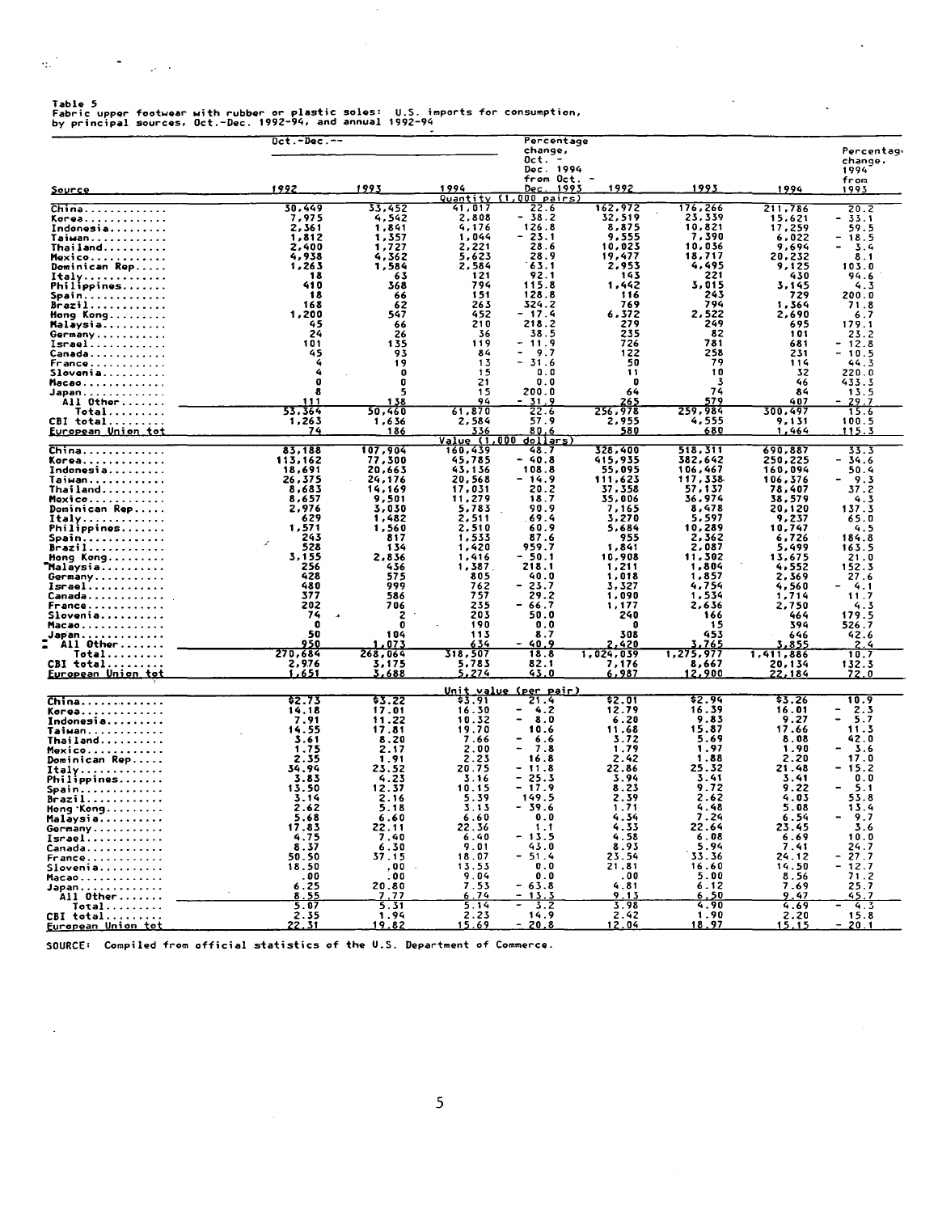Table 5
Fabric upper footwear with rubber or plastic soles: U.S. imports for consumption, by principal sources, Oct.-Dec. 1992-94, and annual 1992-94

| Source | Oct.-Dec.-- 1992 | 1993 | 1994 | Percentage change, Oct. - Dec. 1994 from Oct. - Dec. 1993 | 1992 | 1993 | 1994 | Percentage change, 1994 from 1993 |
|---|---|---|---|---|---|---|---|---|
| | | | Quantity (1,000 pairs) | | | | | |
| China | 30,449 | 33,452 | 41,017 | 22.6 | 162,972 | 176,266 | 211,786 | 20.2 |
| Korea | 7,975 | 4,542 | 2,808 | - 38.2 | 32,519 | 23,339 | 15,621 | - 33.1 |
| Indonesia | 2,361 | 1,841 | 4,176 | 126.8 | 8,875 | 10,821 | 17,259 | 59.5 |
| Taiwan | 1,812 | 1,357 | 1,044 | - 23.1 | 9,555 | 7,390 | 6,022 | - 18.5 |
| Thailand | 2,400 | 1,727 | 2,221 | 28.6 | 10,023 | 10,036 | 9,694 | - 3.4 |
| Mexico | 4,938 | 4,362 | 5,623 | 28.9 | 19,477 | 18,717 | 20,232 | 8.1 |
| Dominican Rep | 1,263 | 1,584 | 2,584 | 63.1 | 2,953 | 4,495 | 9,125 | 103.0 |
| Italy | 18 | 63 | 121 | 92.1 | 143 | 221 | 430 | 94.6 |
| Philippines | 410 | 368 | 794 | 115.8 | 1,442 | 3,015 | 3,145 | 4.3 |
| Spain | 18 | 66 | 151 | 128.8 | 116 | 243 | 729 | 200.0 |
| Brazil | 168 | 62 | 263 | 324.2 | 769 | 794 | 1,364 | 71.8 |
| Hong Kong | 1,200 | 547 | 452 | - 17.4 | 6,372 | 2,522 | 2,690 | 6.7 |
| Malaysia | 45 | 66 | 210 | 218.2 | 279 | 249 | 695 | 179.1 |
| Germany | 24 | 26 | 36 | 38.5 | 235 | 82 | 101 | 23.2 |
| Israel | 101 | 135 | 119 | - 11.9 | 726 | 781 | 681 | - 12.8 |
| Canada | 45 | 93 | 84 | - 9.7 | 122 | 258 | 231 | - 10.5 |
| France | 4 | 19 | 13 | - 31.6 | 50 | 79 | 114 | 44.3 |
| Slovenia | 4 | 0 | 15 | 0.0 | 11 | 10 | 32 | 220.0 |
| Macao | 0 | 0 | 21 | 0.0 | 0 | 3 | 46 | 433.3 |
| Japan | 8 | 5 | 15 | 200.0 | 64 | 74 | 84 | 13.5 |
| All Other | 111 | 138 | 94 | - 31.9 | 265 | 579 | 407 | - 29.7 |
| Total | 53,364 | 50,460 | 61,870 | 22.6 | 256,978 | 259,984 | 300,497 | 15.6 |
| CBI total | 1,263 | 1,636 | 2,584 | 57.9 | 2,955 | 4,555 | 9,131 | 100.5 |
| European Union tot | 74 | 186 | 336 | 80.6 | 580 | 680 | 1,464 | 115.3 |
| | | | Value (1,000 dollars) | | | | | |
| China | 83,188 | 107,904 | 160,439 | 48.7 | 328,400 | 518,311 | 690,887 | 33.3 |
| Korea | 113,162 | 77,300 | 45,785 | - 40.8 | 415,935 | 382,642 | 250,225 | - 34.6 |
| Indonesia | 18,691 | 20,663 | 43,136 | 108.8 | 55,095 | 106,467 | 160,094 | 50.4 |
| Taiwan | 26,375 | 24,176 | 20,568 | - 14.9 | 111,623 | 117,338 | 106,376 | - 9.3 |
| Thailand | 8,683 | 14,169 | 17,031 | 20.2 | 37,358 | 57,137 | 78,407 | 37.2 |
| Mexico | 8,657 | 9,501 | 11,279 | 18.7 | 35,006 | 36,974 | 38,579 | 4.3 |
| Dominican Rep | 2,976 | 3,030 | 5,783 | 90.9 | 7,165 | 8,478 | 20,120 | 137.3 |
| Italy | 629 | 1,482 | 2,511 | 69.4 | 3,270 | 5,597 | 9,237 | 65.0 |
| Philippines | 1,571 | 1,560 | 2,510 | 60.9 | 5,684 | 10,289 | 10,747 | 4.5 |
| Spain | 243 | 817 | 1,533 | 87.6 | 955 | 2,362 | 6,726 | 184.8 |
| Brazil | 528 | 134 | 1,420 | 959.7 | 1,841 | 2,087 | 5,499 | 163.5 |
| Hong Kong | 3,155 | 2,836 | 1,416 | - 50.1 | 10,908 | 11,302 | 13,675 | 21.0 |
| Malaysia | 256 | 436 | 1,387 | 218.1 | 1,211 | 1,804 | 4,552 | 152.3 |
| Germany | 428 | 575 | 805 | 40.0 | 1,018 | 1,857 | 2,369 | 27.6 |
| Israel | 480 | 999 | 762 | - 23.7 | 3,327 | 4,754 | 4,560 | - 4.1 |
| Canada | 377 | 586 | 757 | 29.2 | 1,090 | 1,534 | 1,714 | 11.7 |
| France | 202 | 706 | 235 | - 66.7 | 1,177 | 2,636 | 2,750 | 4.3 |
| Slovenia | 74 | 2 | 203 | 50.0 | 240 | 166 | 464 | 179.5 |
| Macao | 0 | 0 | 190 | 0.0 | 0 | 15 | 394 | 526.7 |
| Japan | 50 | 104 | 113 | 8.7 | 308 | 453 | 646 | 42.6 |
| All Other | 950 | 1,073 | 634 | - 40.9 | 2,420 | 3,765 | 3,855 | 2.4 |
| Total | 270,684 | 268,064 | 318,507 | 18.8 | 1,024,059 | 1,275,977 | 1,411,886 | 10.7 |
| CBI total | 2,976 | 3,175 | 5,783 | 82.1 | 7,176 | 8,667 | 20,134 | 132.3 |
| European Union tot | 1,651 | 3,688 | 5,274 | 43.0 | 6,987 | 12,900 | 22,184 | 72.0 |
| | | | Unit value (per pair) | | | | | |
| China | $2.73 | $3.22 | $3.91 | 21.4 | $2.01 | $2.94 | $3.26 | 10.9 |
| Korea | 14.18 | 17.01 | 16.30 | - 4.2 | 12.79 | 16.39 | 16.01 | - 2.3 |
| Indonesia | 7.91 | 11.22 | 10.32 | - 8.0 | 6.20 | 9.83 | 9.27 | - 5.7 |
| Taiwan | 14.55 | 17.81 | 19.70 | 10.6 | 11.68 | 15.87 | 17.66 | 11.3 |
| Thailand | 3.61 | 8.20 | 7.66 | - 6.6 | 3.72 | 5.69 | 8.08 | 42.0 |
| Mexico | 1.75 | 2.17 | 2.00 | - 7.8 | 1.79 | 1.97 | 1.90 | - 3.6 |
| Dominican Rep | 2.35 | 1.91 | 2.23 | 16.8 | 2.42 | 1.88 | 2.20 | 17.0 |
| Italy | 34.94 | 23.52 | 20.75 | - 11.8 | 22.86 | 25.32 | 21.48 | - 15.2 |
| Philippines | 3.83 | 4.23 | 3.16 | - 25.3 | 3.94 | 3.41 | 3.41 | 0.0 |
| Spain | 13.50 | 12.37 | 10.15 | - 17.9 | 8.23 | 9.72 | 9.22 | - 5.1 |
| Brazil | 3.14 | 2.16 | 5.39 | 149.5 | 2.39 | 2.62 | 4.03 | 53.8 |
| Hong Kong | 2.62 | 5.18 | 3.13 | - 39.6 | 1.71 | 4.48 | 5.08 | 13.4 |
| Malaysia | 5.68 | 6.60 | 6.60 | 0.0 | 4.34 | 7.24 | 6.54 | - 9.7 |
| Germany | 17.83 | 22.11 | 22.36 | 1.1 | 4.33 | 22.64 | 23.45 | 3.6 |
| Israel | 4.75 | 7.40 | 6.40 | - 13.5 | 4.58 | 6.08 | 6.69 | 10.0 |
| Canada | 8.37 | 6.30 | 9.01 | 43.0 | 8.93 | 5.94 | 7.41 | 24.7 |
| France | 50.50 | 37.15 | 18.07 | - 51.4 | 23.54 | 33.36 | 24.12 | - 27.7 |
| Slovenia | 18.50 | .00 | 13.53 | 0.0 | 21.81 | 16.60 | 14.50 | - 12.7 |
| Macao | .00 | .00 | 9.04 | 0.0 | .00 | 5.00 | 8.56 | 71.2 |
| Japan | 6.25 | 20.80 | 7.53 | - 63.8 | 4.81 | 6.12 | 7.69 | 25.7 |
| All Other | 8.55 | 7.77 | 6.74 | - 13.3 | 9.13 | 6.50 | 9.47 | 45.7 |
| Total | 5.07 | 5.31 | 5.14 | - 3.2 | 3.98 | 4.90 | 4.69 | - 4.3 |
| CBI total | 2.35 | 1.94 | 2.23 | 14.9 | 2.42 | 1.90 | 2.20 | 15.8 |
| European Union tot | 22.31 | 19.82 | 15.69 | - 20.8 | 12.04 | 18.97 | 15.15 | - 20.1 |

SOURCE: Compiled from official statistics of the U.S. Department of Commerce.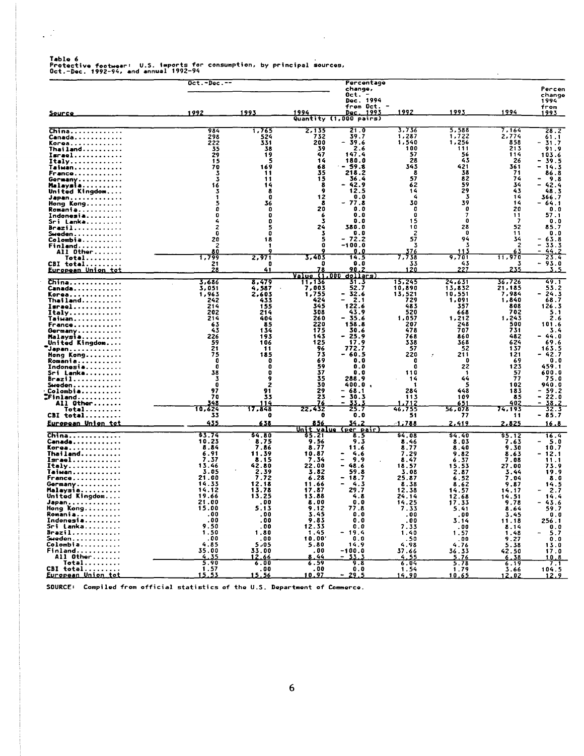Table 6
Protective footwear: U.S. imports for consumption, by principal sources, Oct.-Dec. 1992-94, and annual 1992-94

| Source | Oct.-Dec.-- 1992 | 1993 | 1994 | Percentage change, Oct. - Dec. 1994 from Oct. - Dec. 1993 | 1992 | 1993 | 1994 | Percent change 1994 from 1993 |
|---|---|---|---|---|---|---|---|---|
| | | | | Quantity (1,000 pairs) | | | | |
| China | 984 | 1,765 | 2,135 | 21.0 | 3,736 | 5,588 | 7,164 | 28.2 |
| Canada | 298 | 524 | 732 | 39.7 | 1,287 | 1,722 | 2,774 | 61.1 |
| Korea | 222 | 331 | 200 | - 39.6 | 1,540 | 1,256 | 858 | - 31.7 |
| Thailand | 35 | 38 | 39 | 2.6 | 100 | 111 | 213 | 91.9 |
| Israel | 29 | 19 | 47 | 147.4 | 57 | 56 | 114 | 103.6 |
| Italy | 15 | 5 | 14 | 180.0 | 28 | 43 | 26 | - 39.5 |
| Taiwan | 70 | 169 | 68 | - 59.8 | 343 | 421 | 361 | - 14.3 |
| France | 3 | 11 | 35 | 218.2 | 8 | 38 | 71 | 86.8 |
| Germany | 3 | 11 | 15 | 36.4 | 57 | 82 | 74 | - 9.8 |
| Malaysia | 16 | 14 | 8 | - 42.9 | 62 | 59 | 34 | - 42.4 |
| United Kingdom | 3 | 8 | 9 | 12.5 | 14 | 29 | 43 | 48.3 |
| Japan | 1 | 0 | 12 | 0.0 | 4 | 3 | 14 | 366.7 |
| Hong Kong | 5 | 36 | 8 | - 77.8 | 30 | 39 | 14 | - 64.1 |
| Romania | 0 | 0 | 20 | 0.0 | 0 | 0 | 20 | 0.0 |
| Indonesia | 0 | 0 | 6 | 0.0 | 0 | 7 | 11 | 57.1 |
| Sri Lanka | 4 | 0 | 3 | 0.0 | 15 | 0 | 7 | 0.0 |
| Brazil | 2 | 5 | 24 | 380.0 | 10 | 28 | 52 | 85.7 |
| Sweden | 0 | 0 | 3 | 0.0 | 2 | 0 | 11 | 0.0 |
| Colombia | 20 | 18 | 5 | - 72.2 | 57 | 94 | 34 | - 63.8 |
| Finland | 2 | 1 | 0 | -100.0 | 3 | 3 | 2 | - 33.3 |
| All Other | 80 | 9 | 9 | 0.0 | 376 | 113 | 63 | - 44.2 |
| Total | 1,799 | 2,971 | 3,403 | 14.5 | 7,738 | 9,701 | 11,970 | 23.4 |
| CBI total | 21 | 0 | 0 | 0.0 | 33 | 43 | 3 | - 93.0 |
| European Union tot | 28 | 41 | 78 | 90.2 | 120 | 227 | 235 | 3.5 |
| | | | | Value (1,000 dollars) | | | | |
| China | 3,686 | 8,479 | 11,136 | 31.3 | 15,245 | 24,631 | 36,726 | 49.1 |
| Canada | 3,051 | 4,587 | 7,003 | 52.7 | 10,890 | 13,832 | 21,185 | 53.2 |
| Korea | 1,963 | 2,603 | 1,755 | - 32.6 | 13,521 | 10,551 | 7,984 | - 24.3 |
| Thailand | 242 | 433 | 424 | - 2.1 | 729 | 1,091 | 1,840 | 68.7 |
| Israel | 214 | 155 | 345 | 122.6 | 483 | 357 | 808 | 126.3 |
| Italy | 202 | 214 | 308 | 43.9 | 520 | 668 | 702 | 5.1 |
| Taiwan | 214 | 404 | 260 | - 35.6 | 1,057 | 1,212 | 1,243 | 2.6 |
| France | 63 | 85 | 220 | 158.8 | 207 | 248 | 500 | 101.6 |
| Germany | 43 | 134 | 175 | 30.6 | 478 | 707 | 731 | 3.4 |
| Malaysia | 226 | 193 | 143 | - 25.9 | 768 | 860 | 482 | - 44.0 |
| United Kingdom | 59 | 106 | 125 | 17.9 | 338 | 368 | 624 | 69.6 |
| Japan | 21 | 11 | 96 | 772.7 | 57 | 52 | 137 | 163.5 |
| Hong Kong | 75 | 185 | 73 | - 60.5 | 220 | 211 | 121 | - 42.7 |
| Romania | 0 | 0 | 69 | 0.0 | 0 | 0 | 69 | 0.0 |
| Indonesia | 0 | 0 | 59 | 0.0 | 0 | 22 | 123 | 459.1 |
| Sri Lanka | 38 | 0 | 37 | 0.0 | 110 | 1 | 57 | 600.0 |
| Brazil | 3 | 9 | 35 | 288.9 | 14 | 44 | 77 | 75.0 |
| Sweden | 0 | 2 | 30 | 400.0 | 1 | 5 | 102 | 940.0 |
| Colombia | 97 | 91 | 29 | - 68.1 | 284 | 448 | 183 | - 59.2 |
| Finland | 70 | 33 | 23 | - 30.3 | 113 | 109 | 85 | - 22.0 |
| All Other | 348 | 114 | 76 | - 33.3 | 1,712 | 651 | 402 | - 38.2 |
| Total | 10,624 | 17,848 | 22,432 | 25.7 | 46,755 | 56,078 | 74,193 | 32.3 |
| CBI total | 33 | 0 | 0 | 0.0 | 51 | 77 | 11 | - 85.7 |
| European Union tot | 435 | 638 | 856 | 34.2 | 1,788 | 2,419 | 2,825 | 16.8 |
| | | | | Unit value (per pair) | | | | |
| China | $3.74 | $4.80 | $5.21 | 8.5 | $4.08 | $4.40 | $5.12 | 16.4 |
| Canada | 10.23 | 8.75 | 9.56 | 9.3 | 8.46 | 8.03 | 7.63 | - 5.0 |
| Korea | 8.84 | 7.86 | 8.77 | 11.6 | 8.77 | 8.40 | 9.30 | 10.7 |
| Thailand | 6.91 | 11.39 | 10.87 | - 4.6 | 7.29 | 9.82 | 8.63 | - 12.1 |
| Israel | 7.37 | 8.15 | 7.34 | - 9.9 | 8.47 | 6.37 | 7.08 | 11.1 |
| Italy | 13.46 | 42.80 | 22.00 | - 48.6 | 18.57 | 15.53 | 27.00 | 73.9 |
| Taiwan | 3.05 | 2.39 | 3.82 | 59.8 | 3.08 | 2.87 | 3.44 | 19.9 |
| France | 21.00 | 7.72 | 6.28 | - 18.7 | 25.87 | 6.52 | 7.04 | 8.0 |
| Germany | 14.33 | 12.18 | 11.66 | - 4.3 | 8.38 | 8.62 | 9.87 | 14.5 |
| Malaysia | 14.12 | 13.78 | 17.87 | 29.7 | 12.38 | 14.57 | 14.17 | - 2.7 |
| United Kingdom | 19.66 | 13.25 | 13.88 | 4.8 | 24.14 | 12.68 | 14.51 | 14.4 |
| Japan | 21.00 | .00 | 8.00 | 0.0 | 14.25 | 17.33 | 9.78 | - 43.6 |
| Hong Kong | 15.00 | 5.13 | 9.12 | 77.8 | 7.33 | 5.41 | 8.64 | 59.7 |
| Romania | .00 | .00 | 3.45 | 0.0 | .00 | .00 | 3.45 | 0.0 |
| Indonesia | .00 | .00 | 9.83 | 0.0 | .00 | 3.14 | 11.18 | 256.1 |
| Sri Lanka | 9.50 | .00 | 12.33 | 0.0 | 7.33 | .00 | 8.14 | 0.0 |
| Brazil | 1.50 | 1.80 | 1.45 | - 19.4 | 1.40 | 1.57 | 1.48 | - 5.7 |
| Sweden | .00 | .00 | 10.00 | 0.0 | .50 | .00 | 9.27 | 0.0 |
| Colombia | 4.85 | 5.05 | 5.80 | 14.9 | 4.98 | 4.76 | 5.38 | 13.0 |
| Finland | 35.00 | 33.00 | .00 | -100.0 | 37.66 | 36.33 | 42.50 | 17.0 |
| All Other | 4.35 | 12.66 | 8.44 | - 33.3 | 4.55 | 5.76 | 6.38 | 10.8 |
| Total | 5.90 | 6.00 | 6.59 | 9.8 | 6.04 | 5.78 | 6.19 | 7.1 |
| CBI total | 1.57 | .00 | .00 | 0.0 | 1.54 | 1.79 | 3.66 | 104.5 |
| European Union tot | 15.53 | 15.56 | 10.97 | - 29.5 | 14.90 | 10.65 | 12.02 | 12.9 |

SOURCE: Compiled from official statistics of the U.S. Department of Commerce.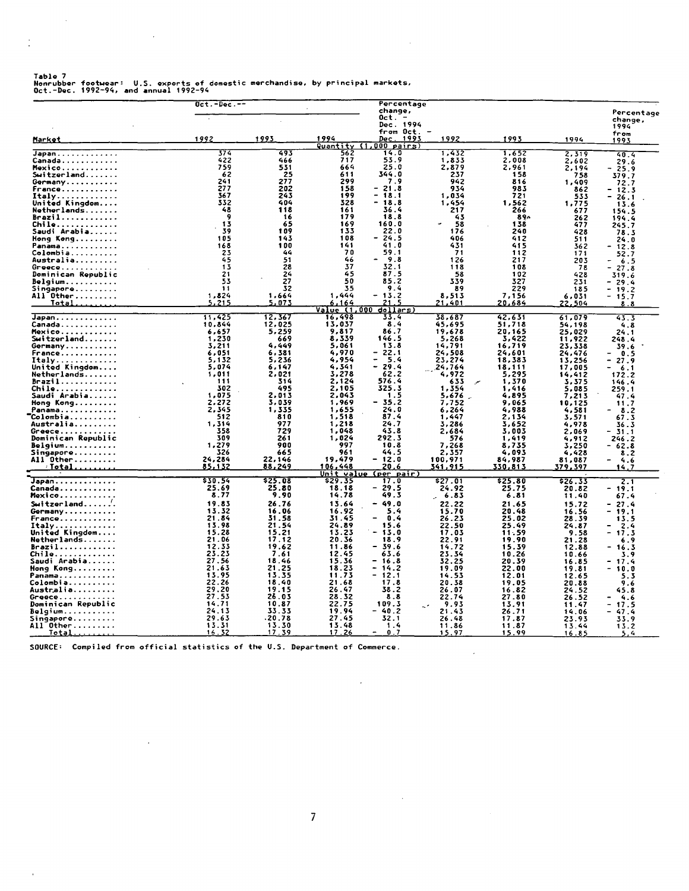Table 7
Nonrubber footwear: U.S. exports of domestic merchandise, by principal markets, Oct.-Dec. 1992-94, and annual 1992-94

| Market | Oct.-Dec.-- 1992 | 1993 | 1994 | Percentage change, Oct. - Dec. 1994 from Oct. - Dec. 1993 | 1992 | 1993 | 1994 | Percentage change, 1994 from 1993 |
|---|---|---|---|---|---|---|---|---|
| | | | Quantity (1,000 pairs) | | | | | |
| Japan | 374 | 493 | 562 | 14.0 | 1,432 | 1,652 | 2,319 | 40.4 |
| Canada | 422 | 466 | 717 | 53.9 | 1,833 | 2,008 | 2,602 | 29.6 |
| Mexico | 759 | 531 | 664 | 25.0 | 2,879 | 2,961 | 2,194 | - 25.9 |
| Switzerland | 62 | 25 | 611 | 344.0 | 237 | 158 | 758 | 379.7 |
| Germany | 241 | 277 | 299 | 7.9 | 942 | 816 | 1,409 | 72.7 |
| France | 277 | 202 | 158 | - 21.8 | 934 | 983 | 862 | - 12.3 |
| Italy | 367 | 243 | 199 | - 18.1 | 1,034 | 721 | 533 | - 26.1 |
| United Kingdom | 332 | 404 | 328 | - 18.8 | 1,454 | 1,562 | 1,775 | 13.6 |
| Netherlands | 48 | 118 | 161 | 36.4 | 217 | 266 | 677 | 154.5 |
| Brazil | 9 | 16 | 179 | 18.8 | 43 | 89 | 262 | 194.4 |
| Chile | 13 | 65 | 169 | 160.0 | 58 | 138 | 477 | 245.7 |
| Saudi Arabia | 39 | 109 | 133 | 22.0 | 176 | 240 | 428 | 78.3 |
| Hong Kong | 105 | 143 | 108 | - 24.5 | 406 | 412 | 511 | 24.0 |
| Panama | 168 | 100 | 141 | 41.0 | 431 | 415 | 362 | - 12.8 |
| Colombia | 23 | 44 | 70 | 59.1 | 71 | 112 | 171 | 52.7 |
| Australia | 45 | 51 | 46 | - 9.8 | 126 | 217 | 203 | - 6.5 |
| Greece | 13 | 28 | 37 | 32.1 | 118 | 108 | 78 | - 27.8 |
| Dominican Republic | 21 | 24 | 45 | 87.5 | 58 | 102 | 428 | 319.6 |
| Belgium | 53 | 27 | 50 | 85.2 | 339 | 327 | 231 | - 29.4 |
| Singapore | 11 | 32 | 35 | 9.4 | 89 | 229 | 185 | - 19.2 |
| All Other | 1,824 | 1,664 | 1,444 | - 13.2 | 8,513 | 7,156 | 6,031 | - 15.7 |
| Total | 5,215 | 5,073 | 6,164 | 21.5 | 21,401 | 20,684 | 22,504 | 8.8 |
| | | | Value (1,000 dollars) | | | | | |
| Japan | 11,425 | 12,367 | 16,498 | 33.4 | 38,687 | 42,631 | 61,079 | 43.3 |
| Canada | 10,844 | 12,025 | 13,037 | 8.4 | 45,695 | 51,718 | 54,198 | 4.8 |
| Mexico | 6,657 | 5,259 | 9,817 | 86.7 | 19,678 | 20,165 | 25,029 | 24.1 |
| Switzerland | 1,230 | 669 | 8,339 | 146.5 | 5,268 | 3,422 | 11,922 | 248.4 |
| Germany | 3,211 | 4,449 | 5,061 | 13.8 | 14,791 | 16,719 | 23,338 | 39.6 |
| France | 6,051 | 6,381 | 4,970 | - 22.1 | 24,508 | 24,601 | 24,476 | - 0.5 |
| Italy | 5,132 | 5,236 | 4,954 | - 5.4 | 23,274 | 18,383 | 13,256 | - 27.9 |
| United Kingdom | 5,074 | 6,147 | 4,341 | - 29.4 | 24,764 | 18,111 | 17,005 | - 6.1 |
| Netherlands | 1,011 | 2,021 | 3,278 | 62.2 | 4,972 | 5,295 | 14,412 | 172.2 |
| Brazil | 111 | 314 | 2,124 | 576.4 | 633 | 1,370 | 3,375 | 146.4 |
| Chile | 302 | 495 | 2,105 | 325.3 | 1,354 | 1,416 | 5,085 | 259.1 |
| Saudi Arabia | 1,075 | 2,013 | 2,043 | 1.5 | 5,676 | 4,895 | 7,213 | 47.4 |
| Hong Kong | 2,272 | 3,039 | 1,969 | - 35.2 | 7,752 | 9,065 | 10,125 | 11.7 |
| Panama | 2,345 | 1,335 | 1,655 | 24.0 | 6,264 | 4,988 | 4,581 | - 8.2 |
| Colombia | 512 | 810 | 1,518 | 87.4 | 1,447 | 2,134 | 3,571 | 67.3 |
| Australia | 1,314 | 977 | 1,218 | 24.7 | 3,286 | 3,652 | 4,978 | 36.3 |
| Greece | 358 | 729 | 1,048 | 43.8 | 2,684 | 3,003 | 2,069 | - 31.1 |
| Dominican Republic | 309 | 261 | 1,024 | 292.3 | 576 | 1,419 | 4,912 | 246.2 |
| Belgium | 1,279 | 900 | 997 | 10.8 | 7,268 | 8,735 | 3,250 | - 62.8 |
| Singapore | 326 | 665 | 961 | 44.5 | 2,357 | 4,093 | 4,428 | 8.2 |
| All Other | 24,284 | 22,146 | 19,479 | - 12.0 | 100,971 | 84,987 | 81,087 | - 4.6 |
| Total | 85,132 | 88,249 | 106,448 | 20.6 | 341,915 | 330,813 | 379,397 | 14.7 |
| | | | Unit value (per pair) | | | | | |
| Japan | $30.54 | $25.08 | $29.35 | 17.0 | $27.01 | $25.80 | $26.33 | 2.1 |
| Canada | 25.69 | 25.80 | 18.18 | - 29.5 | 24.92 | 25.75 | 20.82 | - 19.1 |
| Mexico | 8.77 | 9.90 | 14.78 | 49.3 | 6.83 | 6.81 | 11.40 | 67.4 |
| Switzerland | 19.83 | 26.76 | 13.64 | - 49.0 | 22.22 | 21.65 | 15.72 | - 27.4 |
| Germany | 13.32 | 16.06 | 16.92 | 5.4 | 15.70 | 20.48 | 16.56 | - 19.1 |
| France | 21.84 | 31.58 | 31.45 | - 0.4 | 26.23 | 25.02 | 28.39 | 13.5 |
| Italy | 13.98 | 21.54 | 24.89 | 15.6 | 22.50 | 25.49 | 24.87 | - 2.4 |
| United Kingdom | 15.28 | 15.21 | 13.23 | - 13.0 | 17.03 | 11.59 | 9.58 | - 17.3 |
| Netherlands | 21.06 | 17.12 | 20.36 | 18.9 | 22.91 | 19.90 | 21.28 | 6.9 |
| Brazil | 12.33 | 19.62 | 11.86 | - 39.6 | 14.72 | 15.39 | 12.88 | - 16.3 |
| Chile | 23.23 | 7.61 | 12.45 | 63.6 | 23.34 | 10.26 | 10.66 | 3.9 |
| Saudi Arabia | 27.56 | 18.46 | 15.36 | - 16.8 | 32.25 | 20.39 | 16.85 | - 17.4 |
| Hong Kong | 21.63 | 21.25 | 18.23 | - 14.2 | 19.09 | 22.00 | 19.81 | - 10.0 |
| Panama | 13.95 | 13.35 | 11.73 | - 12.1 | 14.53 | 12.01 | 12.65 | 5.3 |
| Colombia | 22.26 | 18.40 | 21.68 | 17.8 | 20.38 | 19.05 | 20.88 | 9.6 |
| Australia | 29.20 | 19.15 | 26.47 | 38.2 | 26.07 | 16.82 | 24.52 | 45.8 |
| Greece | 27.53 | 26.03 | 28.32 | 8.8 | 22.74 | 27.80 | 26.52 | - 4.6 |
| Dominican Republic | 14.71 | 10.87 | 22.75 | 109.3 | 9.93 | 13.91 | 11.47 | - 17.5 |
| Belgium | 24.13 | 33.33 | 19.94 | - 40.2 | 21.43 | 26.71 | 14.06 | - 47.4 |
| Singapore | 29.63 | 20.78 | 27.45 | 32.1 | 26.48 | 17.87 | 23.93 | 33.9 |
| All Other | 13.31 | 13.30 | 13.48 | 1.4 | 11.86 | 11.87 | 13.44 | 13.2 |
| Total | 16.32 | 17.39 | 17.26 | - 0.7 | 15.97 | 15.99 | 16.85 | 5.4 |

SOURCE: Compiled from official statistics of the U.S. Department of Commerce.